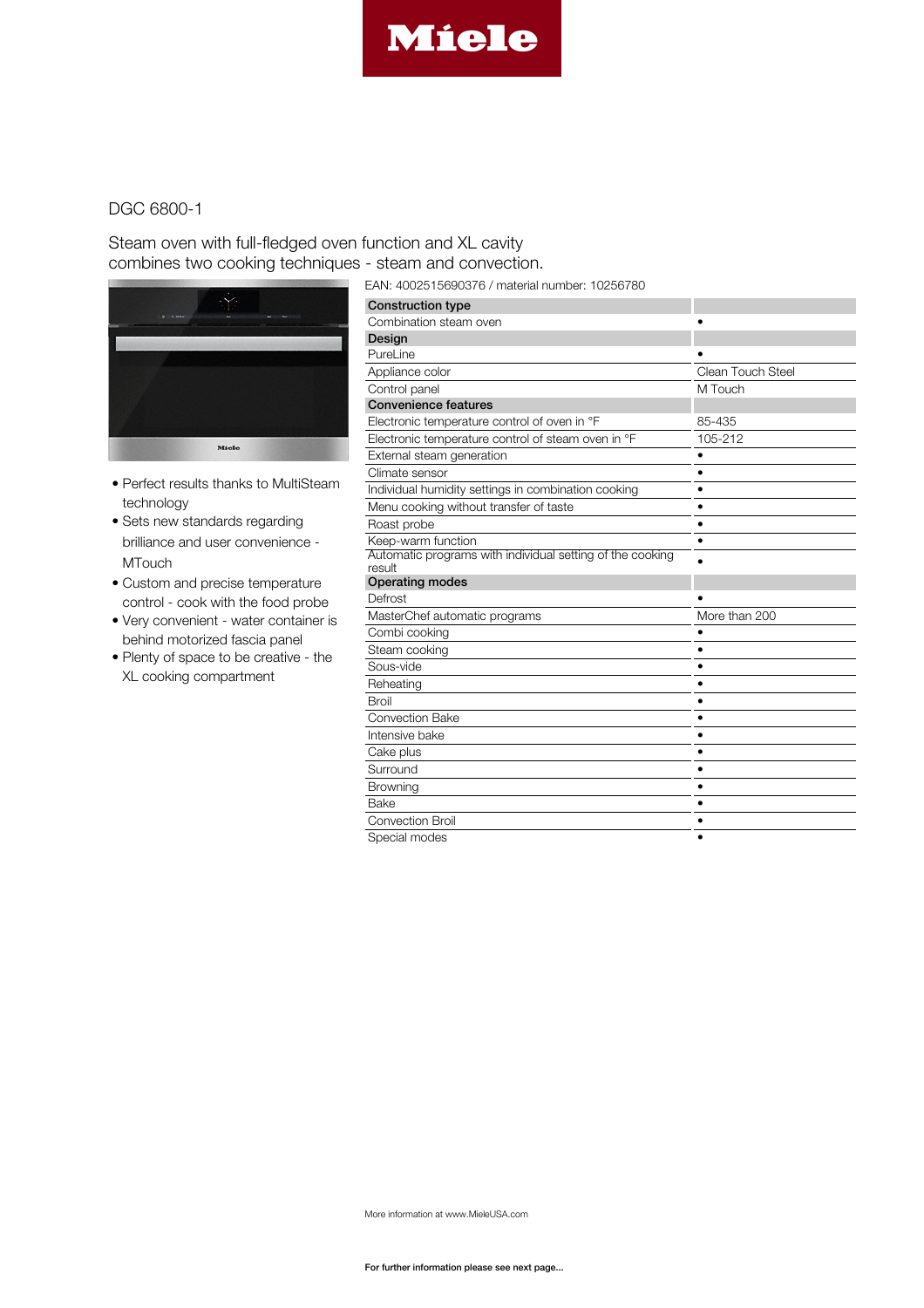# Miele

## DGC 6800-1

Steam oven with full-fledged oven function and XL cavity combines two cooking techniques - steam and convection.

- Perfect results thanks to MultiSteam technology
- Sets new standards regarding brilliance and user convenience - MTouch
- Custom and precise temperature control - cook with the food probe
- Very convenient - water container is behind motorized fascia panel
- Plenty of space to be creative - the XL cooking compartment

EAN: 4002515690376 / material number: 10256780

| **Construction type** | |
|---|---|
| Combination steam oven | • |
| **Design** | |
| PureLine | • |
| Appliance color | Clean Touch Steel |
| Control panel | M Touch |
| **Convenience features** | |
| Electronic temperature control of oven in °F | 85-435 |
| Electronic temperature control of steam oven in °F | 105-212 |
| External steam generation | • |
| Climate sensor | • |
| Individual humidity settings in combination cooking | • |
| Menu cooking without transfer of taste | • |
| Roast probe | • |
| Keep-warm function | • |
| Automatic programs with individual setting of the cooking result | • |
| **Operating modes** | |
| Defrost | • |
| MasterChef automatic programs | More than 200 |
| Combi cooking | • |
| Steam cooking | • |
| Sous-vide | • |
| Reheating | • |
| Broil | • |
| Convection Bake | • |
| Intensive bake | • |
| Cake plus | • |
| Surround | • |
| Browning | • |
| Bake | • |
| Convection Broil | • |
| Special modes | • |

More information at www.MieleUSA.com

**For further information please see next page...**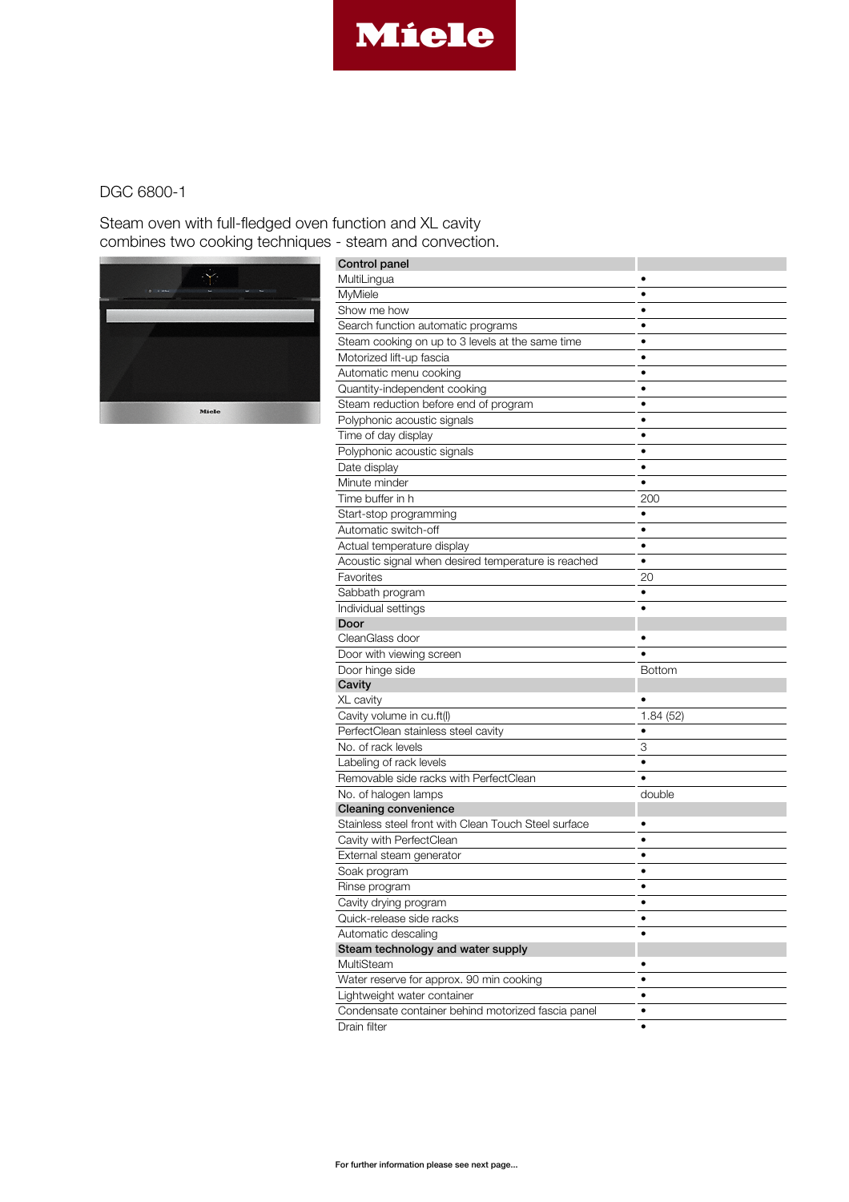Miele

DGC 6800-1

Steam oven with full-fledged oven function and XL cavity combines two cooking techniques - steam and convection.

| Control panel | |
|---|---|
| MultiLingua | • |
| MyMiele | • |
| Show me how | • |
| Search function automatic programs | • |
| Steam cooking on up to 3 levels at the same time | • |
| Motorized lift-up fascia | • |
| Automatic menu cooking | • |
| Quantity-independent cooking | • |
| Steam reduction before end of program | • |
| Polyphonic acoustic signals | • |
| Time of day display | • |
| Polyphonic acoustic signals | • |
| Date display | • |
| Minute minder | • |
| Time buffer in h | 200 |
| Start-stop programming | • |
| Automatic switch-off | • |
| Actual temperature display | • |
| Acoustic signal when desired temperature is reached | • |
| Favorites | 20 |
| Sabbath program | • |
| Individual settings | • |
| **Door** | |
| CleanGlass door | • |
| Door with viewing screen | • |
| Door hinge side | Bottom |
| **Cavity** | |
| XL cavity | • |
| Cavity volume in cu.ft(l) | 1.84 (52) |
| PerfectClean stainless steel cavity | • |
| No. of rack levels | 3 |
| Labeling of rack levels | • |
| Removable side racks with PerfectClean | • |
| No. of halogen lamps | double |
| **Cleaning convenience** | |
| Stainless steel front with Clean Touch Steel surface | • |
| Cavity with PerfectClean | • |
| External steam generator | • |
| Soak program | • |
| Rinse program | • |
| Cavity drying program | • |
| Quick-release side racks | • |
| Automatic descaling | • |
| **Steam technology and water supply** | |
| MultiSteam | • |
| Water reserve for approx. 90 min cooking | • |
| Lightweight water container | • |
| Condensate container behind motorized fascia panel | • |
| Drain filter | • |

**For further information please see next page...**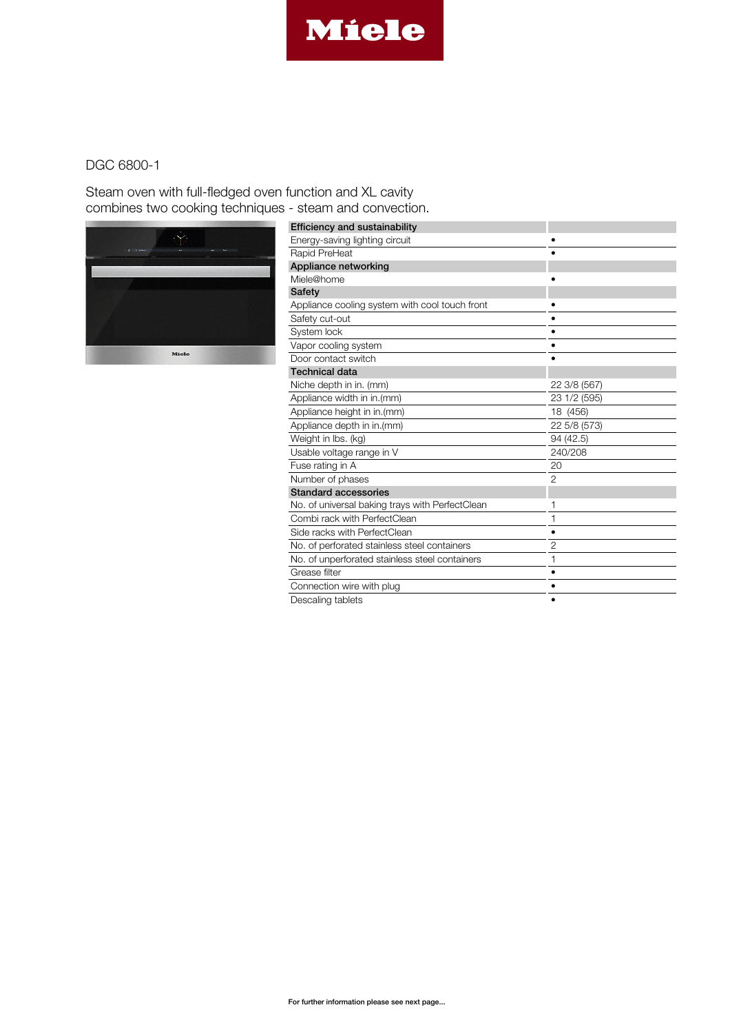DGC 6800-1

Steam oven with full-fledged oven function and XL cavity combines two cooking techniques - steam and convection.

| **Efficiency and sustainability** | |
|---|---|
| Energy-saving lighting circuit | • |
| Rapid PreHeat | • |
| **Appliance networking** | |
| Miele@home | • |
| **Safety** | |
| Appliance cooling system with cool touch front | • |
| Safety cut-out | • |
| System lock | • |
| Vapor cooling system | • |
| Door contact switch | • |
| **Technical data** | |
| Niche depth in in. (mm) | 22 3/8 (567) |
| Appliance width in in.(mm) | 23 1/2 (595) |
| Appliance height in in.(mm) | 18 (456) |
| Appliance depth in in.(mm) | 22 5/8 (573) |
| Weight in lbs. (kg) | 94 (42.5) |
| Usable voltage range in V | 240/208 |
| Fuse rating in A | 20 |
| Number of phases | 2 |
| **Standard accessories** | |
| No. of universal baking trays with PerfectClean | 1 |
| Combi rack with PerfectClean | 1 |
| Side racks with PerfectClean | • |
| No. of perforated stainless steel containers | 2 |
| No. of unperforated stainless steel containers | 1 |
| Grease filter | • |
| Connection wire with plug | • |
| Descaling tablets | • |

**For further information please see next page...**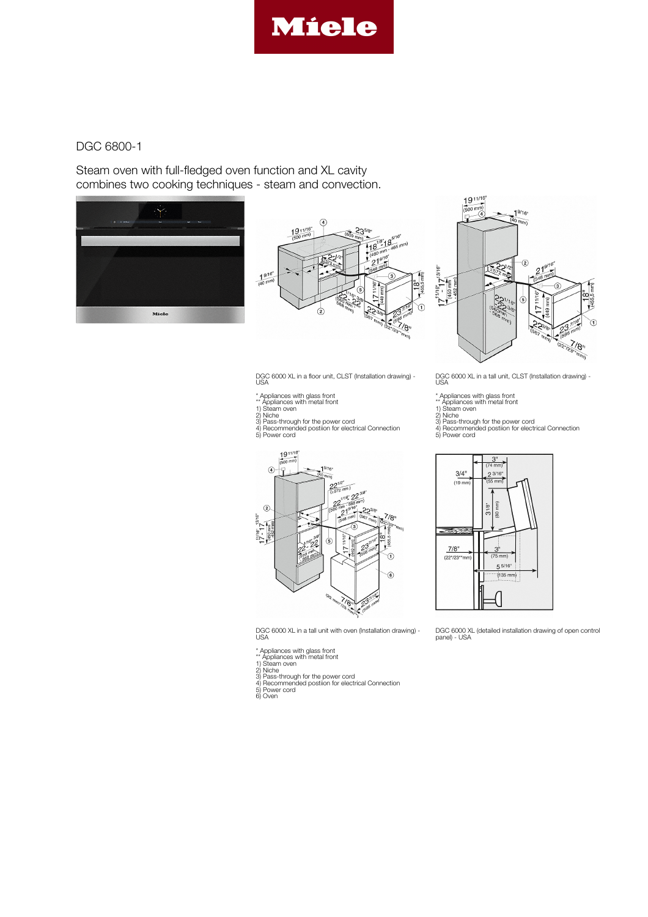DGC 6800-1

Steam oven with full-fledged oven function and XL cavity combines two cooking techniques - steam and convection.

DGC 6000 XL in a floor unit, CLST (Installation drawing) - USA

\* Appliances with glass front
\*\* Appliances with metal front
1) Steam oven
2) Niche
3) Pass-through for the power cord
4) Recommended postiion for electrical Connection
5) Power cord

DGC 6000 XL in a tall unit, CLST (Installation drawing) - USA

\* Appliances with glass front
\*\* Appliances with metal front
1) Steam oven
2) Niche
3) Pass-through for the power cord
4) Recommended postiion for electrical Connection
5) Power cord

DGC 6000 XL in a tall unit with oven (Installation drawing) - USA

\* Appliances with glass front
\*\* Appliances with metal front
1) Steam oven
2) Niche
3) Pass-through for the power cord
4) Recommended postiion for electrical Connection
5) Power cord
6) Oven

DGC 6000 XL (detailed installation drawing of open control panel) - USA